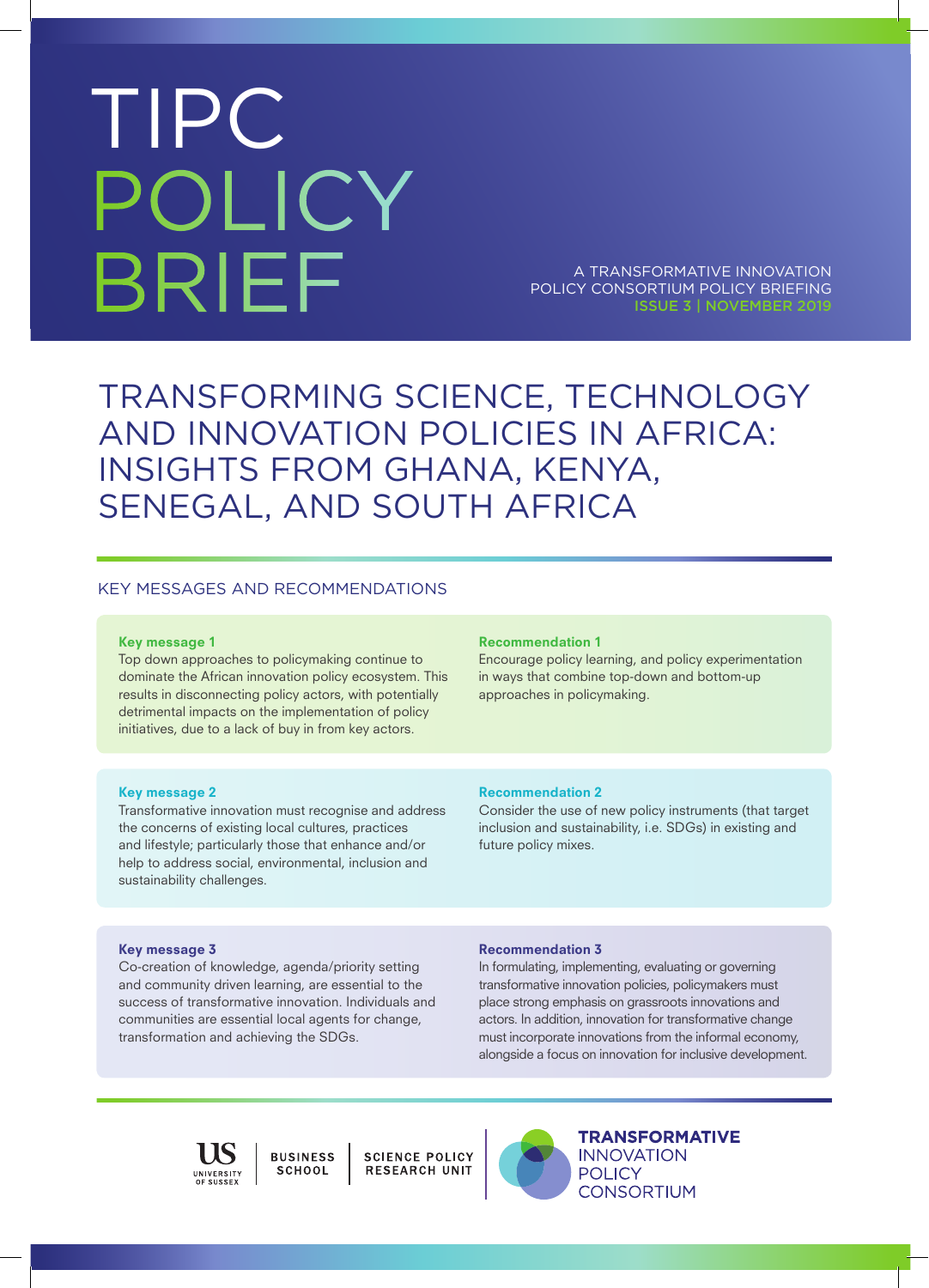# TIPC POLICY BRIEF

A TRANSFORMATIVE INNOVATION POLICY CONSORTIUM POLICY BRIEFING
ISSUE 3 | NOVEMBER 2019

# TRANSFORMING SCIENCE, TECHNOLOGY AND INNOVATION POLICIES IN AFRICA: INSIGHTS FROM GHANA, KENYA, SENEGAL, AND SOUTH AFRICA

## KEY MESSAGES AND RECOMMENDATIONS

**Key message 1**
Top down approaches to policymaking continue to dominate the African innovation policy ecosystem. This results in disconnecting policy actors, with potentially detrimental impacts on the implementation of policy initiatives, due to a lack of buy in from key actors.

**Recommendation 1**
Encourage policy learning, and policy experimentation in ways that combine top-down and bottom-up approaches in policymaking.

**Key message 2**
Transformative innovation must recognise and address the concerns of existing local cultures, practices and lifestyle; particularly those that enhance and/or help to address social, environmental, inclusion and sustainability challenges.

**Recommendation 2**
Consider the use of new policy instruments (that target inclusion and sustainability, i.e. SDGs) in existing and future policy mixes.

**Key message 3**
Co-creation of knowledge, agenda/priority setting and community driven learning, are essential to the success of transformative innovation. Individuals and communities are essential local agents for change, transformation and achieving the SDGs.

**Recommendation 3**
In formulating, implementing, evaluating or governing transformative innovation policies, policymakers must place strong emphasis on grassroots innovations and actors. In addition, innovation for transformative change must incorporate innovations from the informal economy, alongside a focus on innovation for inclusive development.

US UNIVERSITY OF SUSSEX | BUSINESS SCHOOL | SCIENCE POLICY RESEARCH UNIT | TRANSFORMATIVE INNOVATION POLICY CONSORTIUM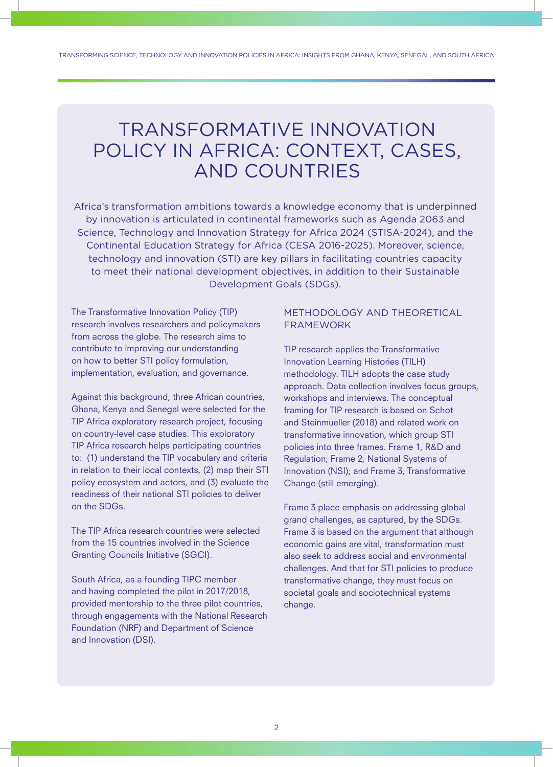# TRANSFORMATIVE INNOVATION POLICY IN AFRICA: CONTEXT, CASES, AND COUNTRIES

Africa's transformation ambitions towards a knowledge economy that is underpinned by innovation is articulated in continental frameworks such as Agenda 2063 and Science, Technology and Innovation Strategy for Africa 2024 (STISA-2024), and the Continental Education Strategy for Africa (CESA 2016-2025). Moreover, science, technology and innovation (STI) are key pillars in facilitating countries capacity to meet their national development objectives, in addition to their Sustainable Development Goals (SDGs).

The Transformative Innovation Policy (TIP) research involves researchers and policymakers from across the globe. The research aims to contribute to improving our understanding on how to better STI policy formulation, implementation, evaluation, and governance.

Against this background, three African countries, Ghana, Kenya and Senegal were selected for the TIP Africa exploratory research project, focusing on country-level case studies. This exploratory TIP Africa research helps participating countries to: (1) understand the TIP vocabulary and criteria in relation to their local contexts, (2) map their STI policy ecosystem and actors, and (3) evaluate the readiness of their national STI policies to deliver on the SDGs.

The TIP Africa research countries were selected from the 15 countries involved in the Science Granting Councils Initiative (SGCI).

South Africa, as a founding TIPC member and having completed the pilot in 2017/2018, provided mentorship to the three pilot countries, through engagements with the National Research Foundation (NRF) and Department of Science and Innovation (DSI).

## METHODOLOGY AND THEORETICAL FRAMEWORK

TIP research applies the Transformative Innovation Learning Histories (TILH) methodology. TILH adopts the case study approach. Data collection involves focus groups, workshops and interviews. The conceptual framing for TIP research is based on Schot and Steinmueller (2018) and related work on transformative innovation, which group STI policies into three frames. Frame 1, R&D and Regulation; Frame 2, National Systems of Innovation (NSI); and Frame 3, Transformative Change (still emerging).

Frame 3 place emphasis on addressing global grand challenges, as captured, by the SDGs. Frame 3 is based on the argument that although economic gains are vital, transformation must also seek to address social and environmental challenges. And that for STI policies to produce transformative change, they must focus on societal goals and sociotechnical systems change.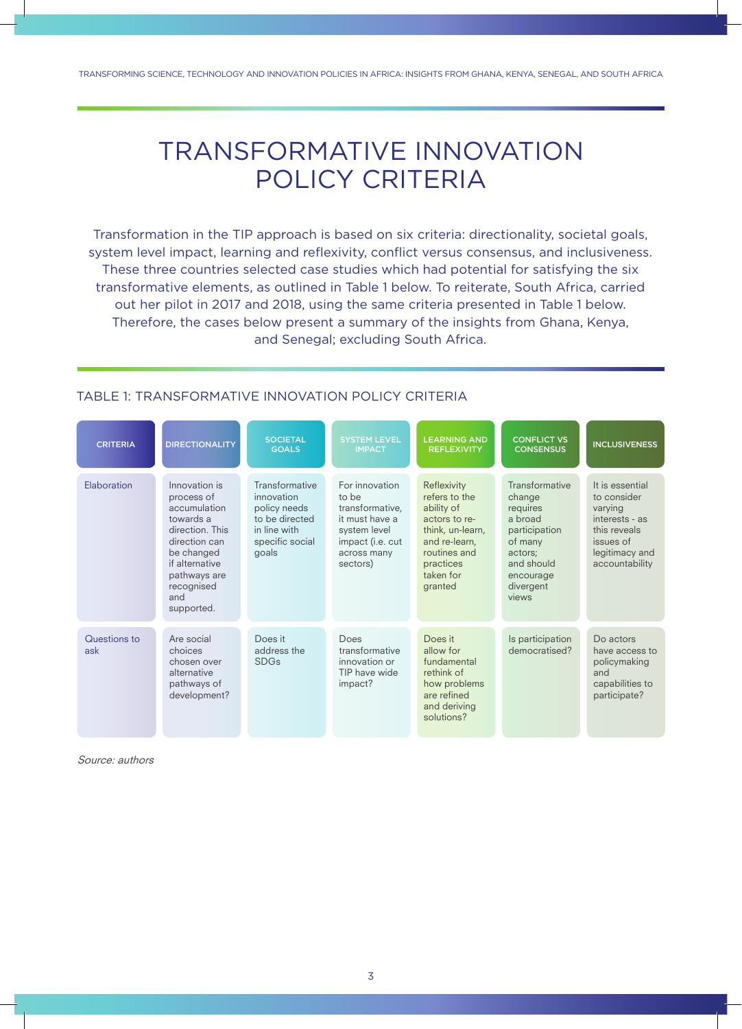# TRANSFORMATIVE INNOVATION POLICY CRITERIA

Transformation in the TIP approach is based on six criteria: directionality, societal goals, system level impact, learning and reflexivity, conflict versus consensus, and inclusiveness. These three countries selected case studies which had potential for satisfying the six transformative elements, as outlined in Table 1 below. To reiterate, South Africa, carried out her pilot in 2017 and 2018, using the same criteria presented in Table 1 below. Therefore, the cases below present a summary of the insights from Ghana, Kenya, and Senegal; excluding South Africa.

TABLE 1: TRANSFORMATIVE INNOVATION POLICY CRITERIA

| CRITERIA | DIRECTIONALITY | SOCIETAL GOALS | SYSTEM LEVEL IMPACT | LEARNING AND REFLEXIVITY | CONFLICT VS CONSENSUS | INCLUSIVENESS |
|---|---|---|---|---|---|---|
| Elaboration | Innovation is process of accumulation towards a direction. This direction can be changed if alternative pathways are recognised and supported. | Transformative innovation policy needs to be directed in line with specific social goals | For innovation to be transformative, it must have a system level impact (i.e. cut across many sectors) | Reflexivity refers to the ability of actors to re-think, un-learn, and re-learn, routines and practices taken for granted | Transformative change requires a broad participation of many actors; and should encourage divergent views | It is essential to consider varying interests - as this reveals issues of legitimacy and accountability |
| Questions to ask | Are social choices chosen over alternative pathways of development? | Does it address the SDGs | Does transformative innovation or TIP have wide impact? | Does it allow for fundamental rethink of how problems are refined and deriving solutions? | Is participation democratised? | Do actors have access to policymaking and capabilities to participate? |

*Source: authors*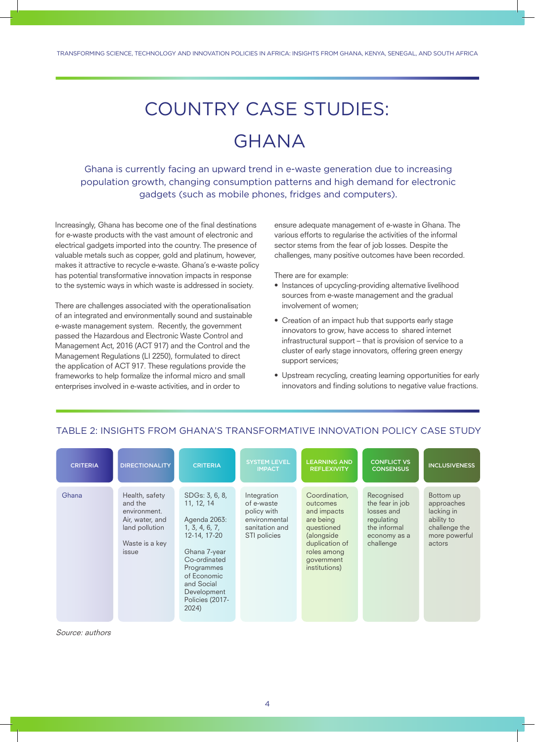# COUNTRY CASE STUDIES: GHANA

Ghana is currently facing an upward trend in e-waste generation due to increasing population growth, changing consumption patterns and high demand for electronic gadgets (such as mobile phones, fridges and computers).

Increasingly, Ghana has become one of the final destinations for e-waste products with the vast amount of electronic and electrical gadgets imported into the country. The presence of valuable metals such as copper, gold and platinum, however, makes it attractive to recycle e-waste. Ghana's e-waste policy has potential transformative innovation impacts in response to the systemic ways in which waste is addressed in society.

There are challenges associated with the operationalisation of an integrated and environmentally sound and sustainable e-waste management system. Recently, the government passed the Hazardous and Electronic Waste Control and Management Act, 2016 (ACT 917) and the Control and the Management Regulations (LI 2250), formulated to direct the application of ACT 917. These regulations provide the frameworks to help formalize the informal micro and small enterprises involved in e-waste activities, and in order to ensure adequate management of e-waste in Ghana. The various efforts to regularise the activities of the informal sector stems from the fear of job losses. Despite the challenges, many positive outcomes have been recorded.

There are for example:

- Instances of upcycling-providing alternative livelihood sources from e-waste management and the gradual involvement of women;
- Creation of an impact hub that supports early stage innovators to grow, have access to shared internet infrastructural support – that is provision of service to a cluster of early stage innovators, offering green energy support services;
- Upstream recycling, creating learning opportunities for early innovators and finding solutions to negative value fractions.

## TABLE 2: INSIGHTS FROM GHANA'S TRANSFORMATIVE INNOVATION POLICY CASE STUDY

| CRITERIA | DIRECTIONALITY | CRITERIA | SYSTEM LEVEL IMPACT | LEARNING AND REFLEXIVITY | CONFLICT VS CONSENSUS | INCLUSIVENESS |
|---|---|---|---|---|---|---|
| Ghana | Health, safety and the environment. Air, water, and land pollution<br><br>Waste is a key issue | SDGs: 3, 6, 8, 11, 12, 14<br><br>Agenda 2063: 1, 3, 4, 6, 7, 12-14, 17-20<br><br>Ghana 7-year Co-ordinated Programmes of Economic and Social Development Policies (2017-2024) | Integration of e-waste policy with environmental sanitation and STI policies | Coordination, outcomes and impacts are being questioned (alongside duplication of roles among government institutions) | Recognised the fear in job losses and regulating the informal economy as a challenge | Bottom up approaches lacking in ability to challenge the more powerful actors |

*Source: authors*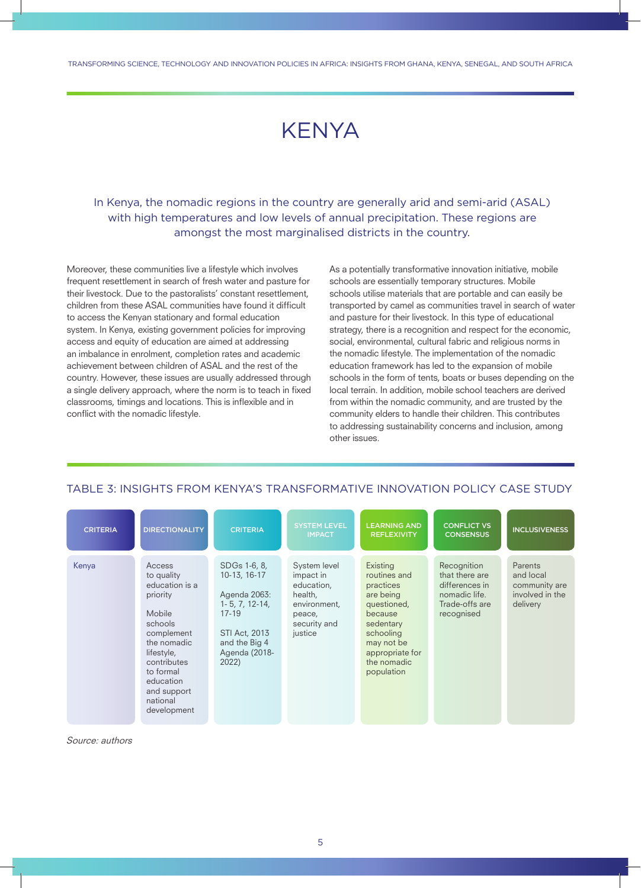# KENYA

In Kenya, the nomadic regions in the country are generally arid and semi-arid (ASAL) with high temperatures and low levels of annual precipitation. These regions are amongst the most marginalised districts in the country.

Moreover, these communities live a lifestyle which involves frequent resettlement in search of fresh water and pasture for their livestock. Due to the pastoralists' constant resettlement, children from these ASAL communities have found it difficult to access the Kenyan stationary and formal education system. In Kenya, existing government policies for improving access and equity of education are aimed at addressing an imbalance in enrolment, completion rates and academic achievement between children of ASAL and the rest of the country. However, these issues are usually addressed through a single delivery approach, where the norm is to teach in fixed classrooms, timings and locations. This is inflexible and in conflict with the nomadic lifestyle.

As a potentially transformative innovation initiative, mobile schools are essentially temporary structures. Mobile schools utilise materials that are portable and can easily be transported by camel as communities travel in search of water and pasture for their livestock. In this type of educational strategy, there is a recognition and respect for the economic, social, environmental, cultural fabric and religious norms in the nomadic lifestyle. The implementation of the nomadic education framework has led to the expansion of mobile schools in the form of tents, boats or buses depending on the local terrain. In addition, mobile school teachers are derived from within the nomadic community, and are trusted by the community elders to handle their children. This contributes to addressing sustainability concerns and inclusion, among other issues.

## TABLE 3: INSIGHTS FROM KENYA'S TRANSFORMATIVE INNOVATION POLICY CASE STUDY

| CRITERIA | DIRECTIONALITY | CRITERIA | SYSTEM LEVEL IMPACT | LEARNING AND REFLEXIVITY | CONFLICT VS CONSENSUS | INCLUSIVENESS |
|---|---|---|---|---|---|---|
| Kenya | Access to quality education is a priority<br><br>Mobile schools complement the nomadic lifestyle, contributes to formal education and support national development | SDGs 1-6, 8, 10-13, 16-17<br><br>Agenda 2063: 1- 5, 7, 12-14, 17-19<br><br>STI Act, 2013 and the Big 4 Agenda (2018-2022) | System level impact in education, health, environment, peace, security and justice | Existing routines and practices are being questioned, because sedentary schooling may not be appropriate for the nomadic population | Recognition that there are differences in nomadic life. Trade-offs are recognised | Parents and local community are involved in the delivery |

*Source: authors*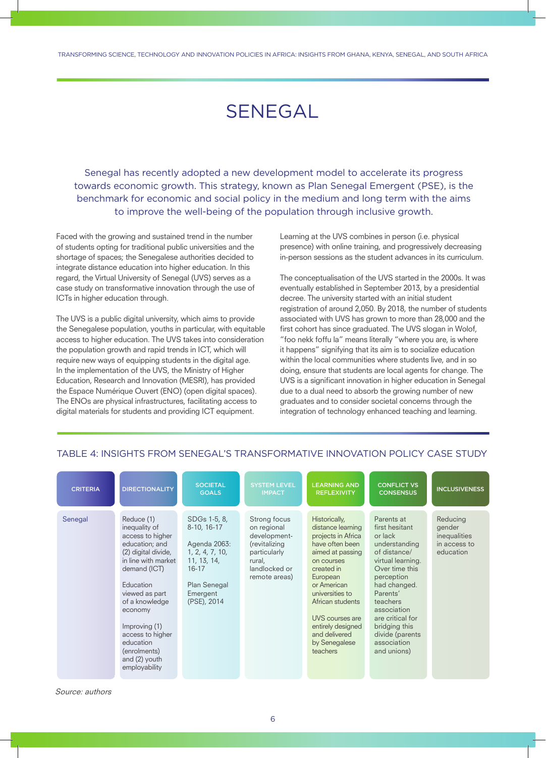# SENEGAL

Senegal has recently adopted a new development model to accelerate its progress towards economic growth. This strategy, known as Plan Senegal Emergent (PSE), is the benchmark for economic and social policy in the medium and long term with the aims to improve the well-being of the population through inclusive growth.

Faced with the growing and sustained trend in the number of students opting for traditional public universities and the shortage of spaces; the Senegalese authorities decided to integrate distance education into higher education. In this regard, the Virtual University of Senegal (UVS) serves as a case study on transformative innovation through the use of ICTs in higher education through.

The UVS is a public digital university, which aims to provide the Senegalese population, youths in particular, with equitable access to higher education. The UVS takes into consideration the population growth and rapid trends in ICT, which will require new ways of equipping students in the digital age. In the implementation of the UVS, the Ministry of Higher Education, Research and Innovation (MESRI), has provided the Espace Numérique Ouvert (ENO) (open digital spaces). The ENOs are physical infrastructures, facilitating access to digital materials for students and providing ICT equipment.

Learning at the UVS combines in person (i.e. physical presence) with online training, and progressively decreasing in-person sessions as the student advances in its curriculum.

The conceptualisation of the UVS started in the 2000s. It was eventually established in September 2013, by a presidential decree. The university started with an initial student registration of around 2,050. By 2018, the number of students associated with UVS has grown to more than 28,000 and the first cohort has since graduated. The UVS slogan in Wolof, "foo nekk foffu la" means literally "where you are, is where it happens" signifying that its aim is to socialize education within the local communities where students live, and in so doing, ensure that students are local agents for change. The UVS is a significant innovation in higher education in Senegal due to a dual need to absorb the growing number of new graduates and to consider societal concerns through the integration of technology enhanced teaching and learning.

## TABLE 4: INSIGHTS FROM SENEGAL'S TRANSFORMATIVE INNOVATION POLICY CASE STUDY

| CRITERIA | DIRECTIONALITY | SOCIETAL GOALS | SYSTEM LEVEL IMPACT | LEARNING AND REFLEXIVITY | CONFLICT VS CONSENSUS | INCLUSIVENESS |
|---|---|---|---|---|---|---|
| Senegal | Reduce (1) inequality of access to higher education; and (2) digital divide, in line with market demand (ICT)<br><br>Education viewed as part of a knowledge economy<br><br>Improving (1) access to higher education (enrolments) and (2) youth employability | SDGs 1-5, 8, 8-10, 16-17<br><br>Agenda 2063: 1, 2, 4, 7, 10, 11, 13, 14, 16-17<br><br>Plan Senegal Emergent (PSE), 2014 | Strong focus on regional development- (revitalizing particularly rural, landlocked or remote areas) | Historically, distance learning projects in Africa have often been aimed at passing on courses created in European or American universities to African students<br><br>UVS courses are entirely designed and delivered by Senegalese teachers | Parents at first hesitant or lack understanding of distance/ virtual learning. Over time this perception had changed. Parents' teachers association are critical for bridging this divide (parents association and unions) | Reducing gender inequalities in access to education |

*Source: authors*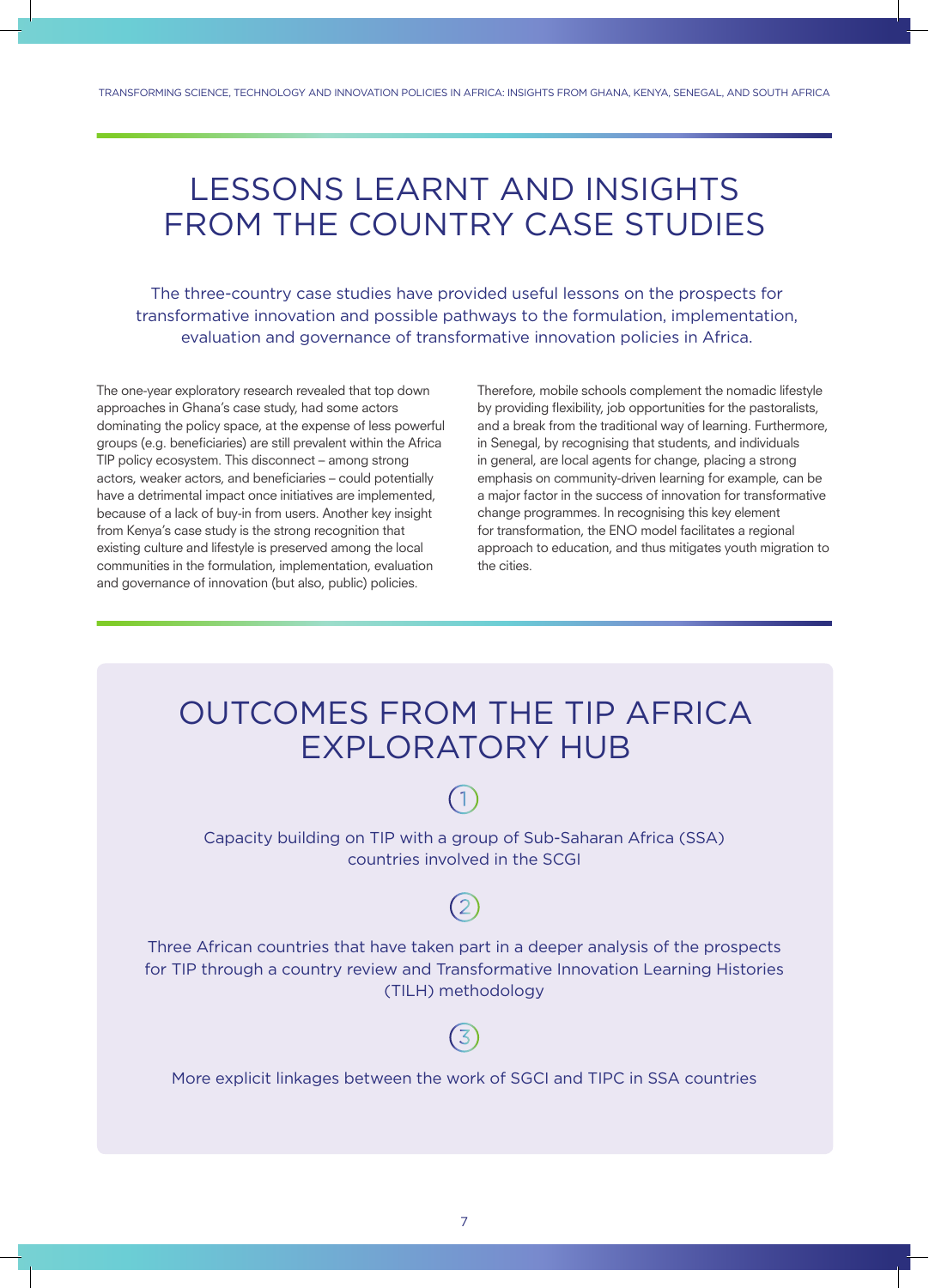# LESSONS LEARNT AND INSIGHTS FROM THE COUNTRY CASE STUDIES

The three-country case studies have provided useful lessons on the prospects for transformative innovation and possible pathways to the formulation, implementation, evaluation and governance of transformative innovation policies in Africa.

The one-year exploratory research revealed that top down approaches in Ghana's case study, had some actors dominating the policy space, at the expense of less powerful groups (e.g. beneficiaries) are still prevalent within the Africa TIP policy ecosystem. This disconnect – among strong actors, weaker actors, and beneficiaries – could potentially have a detrimental impact once initiatives are implemented, because of a lack of buy-in from users. Another key insight from Kenya's case study is the strong recognition that existing culture and lifestyle is preserved among the local communities in the formulation, implementation, evaluation and governance of innovation (but also, public) policies.

Therefore, mobile schools complement the nomadic lifestyle by providing flexibility, job opportunities for the pastoralists, and a break from the traditional way of learning. Furthermore, in Senegal, by recognising that students, and individuals in general, are local agents for change, placing a strong emphasis on community-driven learning for example, can be a major factor in the success of innovation for transformative change programmes. In recognising this key element for transformation, the ENO model facilitates a regional approach to education, and thus mitigates youth migration to the cities.

# OUTCOMES FROM THE TIP AFRICA EXPLORATORY HUB

1. Capacity building on TIP with a group of Sub-Saharan Africa (SSA) countries involved in the SCGI

2. Three African countries that have taken part in a deeper analysis of the prospects for TIP through a country review and Transformative Innovation Learning Histories (TILH) methodology

3. More explicit linkages between the work of SGCI and TIPC in SSA countries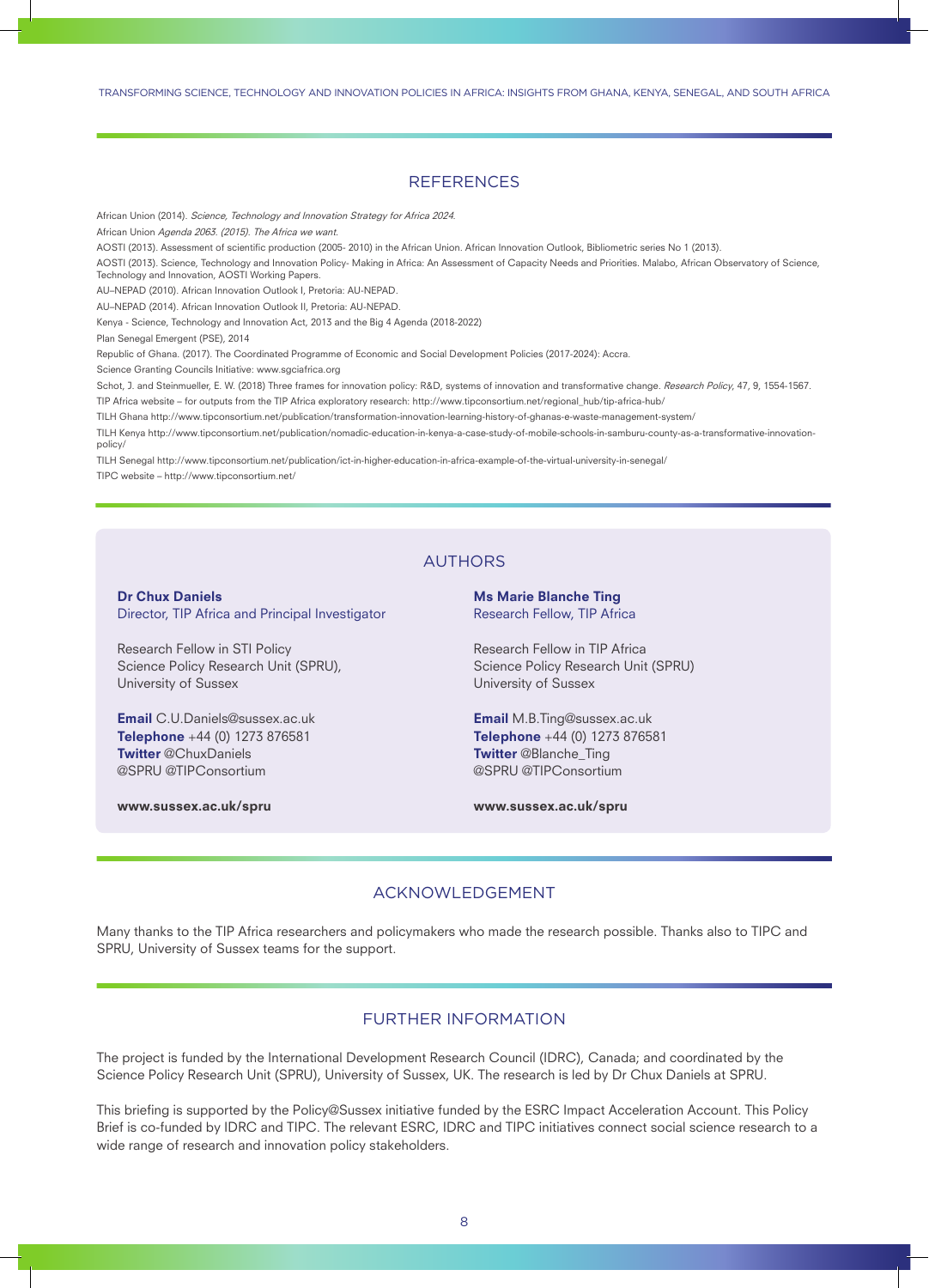## REFERENCES

African Union (2014). *Science, Technology and Innovation Strategy for Africa 2024.*

African Union *Agenda 2063. (2015). The Africa we want.*

AOSTI (2013). Assessment of scientific production (2005- 2010) in the African Union. African Innovation Outlook, Bibliometric series No 1 (2013).

AOSTI (2013). Science, Technology and Innovation Policy- Making in Africa: An Assessment of Capacity Needs and Priorities. Malabo, African Observatory of Science, Technology and Innovation, AOSTI Working Papers.

AU–NEPAD (2010). African Innovation Outlook I, Pretoria: AU-NEPAD.

AU–NEPAD (2014). African Innovation Outlook II, Pretoria: AU-NEPAD.

Kenya - Science, Technology and Innovation Act, 2013 and the Big 4 Agenda (2018-2022)

Plan Senegal Emergent (PSE), 2014

Republic of Ghana. (2017). The Coordinated Programme of Economic and Social Development Policies (2017-2024): Accra.

Science Granting Councils Initiative: www.sgciafrica.org

Schot, J. and Steinmueller, E. W. (2018) Three frames for innovation policy: R&D, systems of innovation and transformative change. *Research Policy*, 47, 9, 1554-1567.

TIP Africa website – for outputs from the TIP Africa exploratory research: http://www.tipconsortium.net/regional_hub/tip-africa-hub/

TILH Ghana http://www.tipconsortium.net/publication/transformation-innovation-learning-history-of-ghanas-e-waste-management-system/

TILH Kenya http://www.tipconsortium.net/publication/nomadic-education-in-kenya-a-case-study-of-mobile-schools-in-samburu-county-as-a-transformative-innovation-policy/

TILH Senegal http://www.tipconsortium.net/publication/ict-in-higher-education-in-africa-example-of-the-virtual-university-in-senegal/

TIPC website – http://www.tipconsortium.net/

## AUTHORS

**Dr Chux Daniels**
Director, TIP Africa and Principal Investigator

Research Fellow in STI Policy
Science Policy Research Unit (SPRU),
University of Sussex

**Email** C.U.Daniels@sussex.ac.uk
**Telephone** +44 (0) 1273 876581
**Twitter** @ChuxDaniels
@SPRU @TIPConsortium

**www.sussex.ac.uk/spru**

**Ms Marie Blanche Ting**
Research Fellow, TIP Africa

Research Fellow in TIP Africa
Science Policy Research Unit (SPRU)
University of Sussex

**Email** M.B.Ting@sussex.ac.uk
**Telephone** +44 (0) 1273 876581
**Twitter** @Blanche_Ting
@SPRU @TIPConsortium

**www.sussex.ac.uk/spru**

## ACKNOWLEDGEMENT

Many thanks to the TIP Africa researchers and policymakers who made the research possible. Thanks also to TIPC and SPRU, University of Sussex teams for the support.

## FURTHER INFORMATION

The project is funded by the International Development Research Council (IDRC), Canada; and coordinated by the Science Policy Research Unit (SPRU), University of Sussex, UK. The research is led by Dr Chux Daniels at SPRU.

This briefing is supported by the Policy@Sussex initiative funded by the ESRC Impact Acceleration Account. This Policy Brief is co-funded by IDRC and TIPC. The relevant ESRC, IDRC and TIPC initiatives connect social science research to a wide range of research and innovation policy stakeholders.